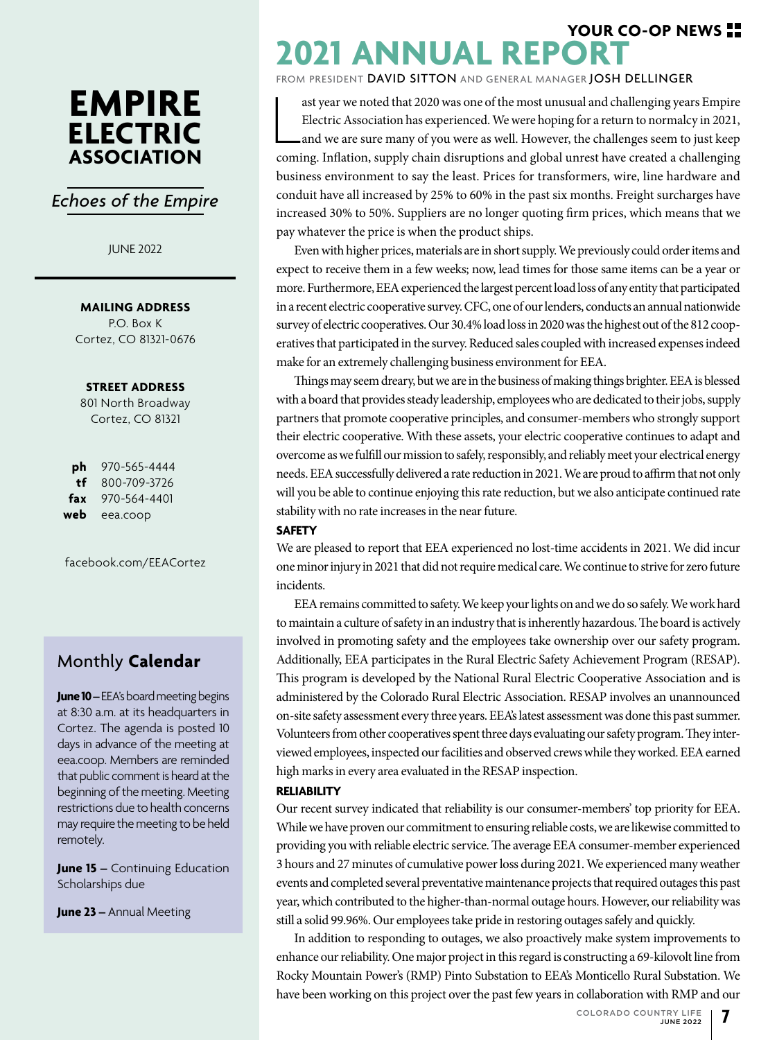# EMPIRE ELECTRIC ASSOCIATION

*Echoes of the Empire*

JUNE 2022

**MAILING ADDRESS**
P.O. Box K
Cortez, CO 81321-0676

**STREET ADDRESS**
801 North Broadway
Cortez, CO 81321

**ph** 970-565-4444
**tf** 800-709-3726
**fax** 970-564-4401
**web** eea.coop

facebook.com/EEACortez

## Monthly **Calendar**

**June 10 –** EEA's board meeting begins at 8:30 a.m. at its headquarters in Cortez. The agenda is posted 10 days in advance of the meeting at eea.coop. Members are reminded that public comment is heard at the beginning of the meeting. Meeting restrictions due to health concerns may require the meeting to be held remotely.

**June 15 –** Continuing Education Scholarships due

**June 23 –** Annual Meeting

YOUR CO-OP NEWS

# 2021 ANNUAL REPORT

FROM PRESIDENT DAVID SITTON AND GENERAL MANAGER JOSH DELLINGER

Last year we noted that 2020 was one of the most unusual and challenging years Empire Electric Association has experienced. We were hoping for a return to normalcy in 2021, and we are sure many of you were as well. However, the challenges seem to just keep coming. Inflation, supply chain disruptions and global unrest have created a challenging business environment to say the least. Prices for transformers, wire, line hardware and conduit have all increased by 25% to 60% in the past six months. Freight surcharges have increased 30% to 50%. Suppliers are no longer quoting firm prices, which means that we pay whatever the price is when the product ships.

Even with higher prices, materials are in short supply. We previously could order items and expect to receive them in a few weeks; now, lead times for those same items can be a year or more. Furthermore, EEA experienced the largest percent load loss of any entity that participated in a recent electric cooperative survey. CFC, one of our lenders, conducts an annual nationwide survey of electric cooperatives. Our 30.4% load loss in 2020 was the highest out of the 812 cooperatives that participated in the survey. Reduced sales coupled with increased expenses indeed make for an extremely challenging business environment for EEA.

Things may seem dreary, but we are in the business of making things brighter. EEA is blessed with a board that provides steady leadership, employees who are dedicated to their jobs, supply partners that promote cooperative principles, and consumer-members who strongly support their electric cooperative. With these assets, your electric cooperative continues to adapt and overcome as we fulfill our mission to safely, responsibly, and reliably meet your electrical energy needs. EEA successfully delivered a rate reduction in 2021. We are proud to affirm that not only will you be able to continue enjoying this rate reduction, but we also anticipate continued rate stability with no rate increases in the near future.

### SAFETY

We are pleased to report that EEA experienced no lost-time accidents in 2021. We did incur one minor injury in 2021 that did not require medical care. We continue to strive for zero future incidents.

EEA remains committed to safety. We keep your lights on and we do so safely. We work hard to maintain a culture of safety in an industry that is inherently hazardous. The board is actively involved in promoting safety and the employees take ownership over our safety program. Additionally, EEA participates in the Rural Electric Safety Achievement Program (RESAP). This program is developed by the National Rural Electric Cooperative Association and is administered by the Colorado Rural Electric Association. RESAP involves an unannounced on-site safety assessment every three years. EEA's latest assessment was done this past summer. Volunteers from other cooperatives spent three days evaluating our safety program. They interviewed employees, inspected our facilities and observed crews while they worked. EEA earned high marks in every area evaluated in the RESAP inspection.

### RELIABILITY

Our recent survey indicated that reliability is our consumer-members' top priority for EEA. While we have proven our commitment to ensuring reliable costs, we are likewise committed to providing you with reliable electric service. The average EEA consumer-member experienced 3 hours and 27 minutes of cumulative power loss during 2021. We experienced many weather events and completed several preventative maintenance projects that required outages this past year, which contributed to the higher-than-normal outage hours. However, our reliability was still a solid 99.96%. Our employees take pride in restoring outages safely and quickly.

In addition to responding to outages, we also proactively make system improvements to enhance our reliability. One major project in this regard is constructing a 69-kilovolt line from Rocky Mountain Power's (RMP) Pinto Substation to EEA's Monticello Rural Substation. We have been working on this project over the past few years in collaboration with RMP and our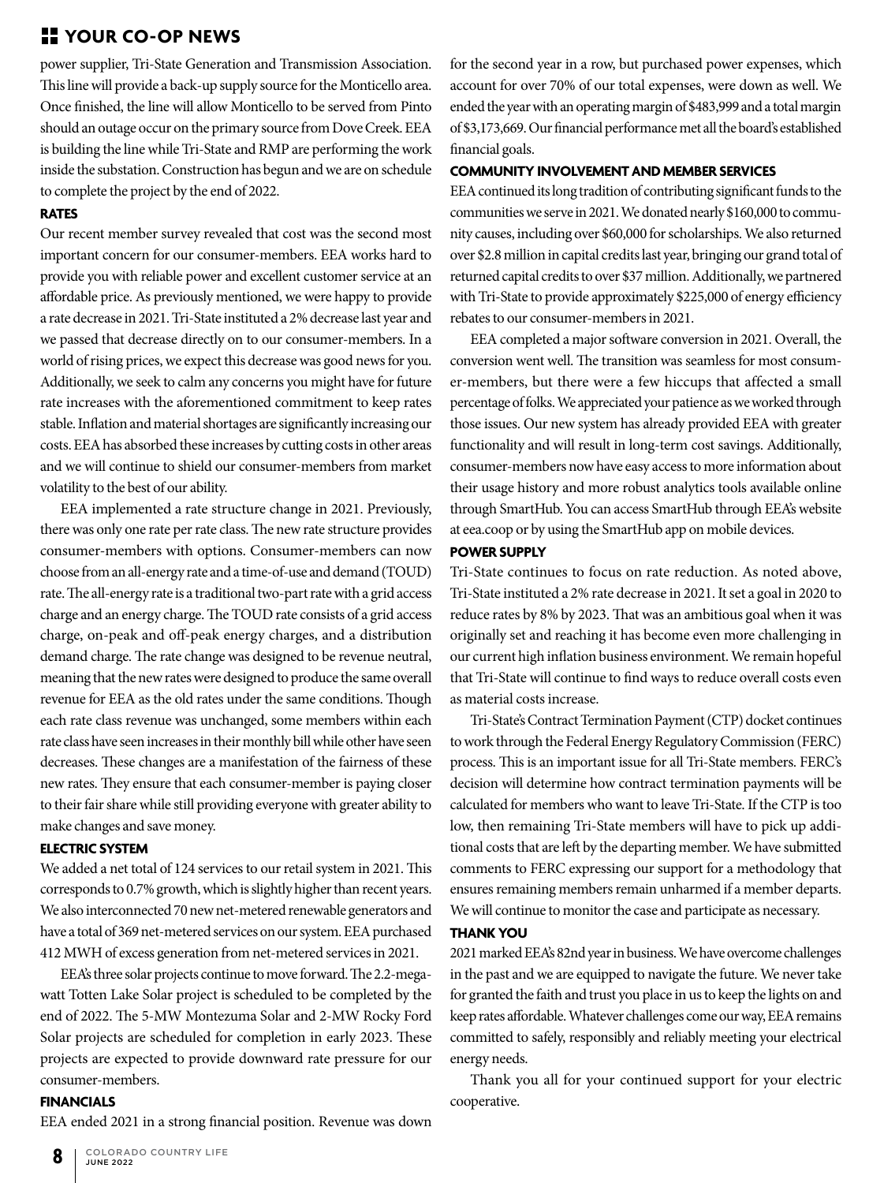power supplier, Tri-State Generation and Transmission Association. This line will provide a back-up supply source for the Monticello area. Once finished, the line will allow Monticello to be served from Pinto should an outage occur on the primary source from Dove Creek. EEA is building the line while Tri-State and RMP are performing the work inside the substation. Construction has begun and we are on schedule to complete the project by the end of 2022.

### RATES

Our recent member survey revealed that cost was the second most important concern for our consumer-members. EEA works hard to provide you with reliable power and excellent customer service at an affordable price. As previously mentioned, we were happy to provide a rate decrease in 2021. Tri-State instituted a 2% decrease last year and we passed that decrease directly on to our consumer-members. In a world of rising prices, we expect this decrease was good news for you. Additionally, we seek to calm any concerns you might have for future rate increases with the aforementioned commitment to keep rates stable. Inflation and material shortages are significantly increasing our costs. EEA has absorbed these increases by cutting costs in other areas and we will continue to shield our consumer-members from market volatility to the best of our ability.

EEA implemented a rate structure change in 2021. Previously, there was only one rate per rate class. The new rate structure provides consumer-members with options. Consumer-members can now choose from an all-energy rate and a time-of-use and demand (TOUD) rate. The all-energy rate is a traditional two-part rate with a grid access charge and an energy charge. The TOUD rate consists of a grid access charge, on-peak and off-peak energy charges, and a distribution demand charge. The rate change was designed to be revenue neutral, meaning that the new rates were designed to produce the same overall revenue for EEA as the old rates under the same conditions. Though each rate class revenue was unchanged, some members within each rate class have seen increases in their monthly bill while other have seen decreases. These changes are a manifestation of the fairness of these new rates. They ensure that each consumer-member is paying closer to their fair share while still providing everyone with greater ability to make changes and save money.

### ELECTRIC SYSTEM

We added a net total of 124 services to our retail system in 2021. This corresponds to 0.7% growth, which is slightly higher than recent years. We also interconnected 70 new net-metered renewable generators and have a total of 369 net-metered services on our system. EEA purchased 412 MWH of excess generation from net-metered services in 2021.

EEA's three solar projects continue to move forward. The 2.2-megawatt Totten Lake Solar project is scheduled to be completed by the end of 2022. The 5-MW Montezuma Solar and 2-MW Rocky Ford Solar projects are scheduled for completion in early 2023. These projects are expected to provide downward rate pressure for our consumer-members.

### FINANCIALS

EEA ended 2021 in a strong financial position. Revenue was down for the second year in a row, but purchased power expenses, which account for over 70% of our total expenses, were down as well. We ended the year with an operating margin of $483,999 and a total margin of $3,173,669. Our financial performance met all the board's established financial goals.

### COMMUNITY INVOLVEMENT AND MEMBER SERVICES

EEA continued its long tradition of contributing significant funds to the communities we serve in 2021. We donated nearly $160,000 to community causes, including over $60,000 for scholarships. We also returned over $2.8 million in capital credits last year, bringing our grand total of returned capital credits to over $37 million. Additionally, we partnered with Tri-State to provide approximately $225,000 of energy efficiency rebates to our consumer-members in 2021.

EEA completed a major software conversion in 2021. Overall, the conversion went well. The transition was seamless for most consumer-members, but there were a few hiccups that affected a small percentage of folks. We appreciated your patience as we worked through those issues. Our new system has already provided EEA with greater functionality and will result in long-term cost savings. Additionally, consumer-members now have easy access to more information about their usage history and more robust analytics tools available online through SmartHub. You can access SmartHub through EEA's website at eea.coop or by using the SmartHub app on mobile devices.

### POWER SUPPLY

Tri-State continues to focus on rate reduction. As noted above, Tri-State instituted a 2% rate decrease in 2021. It set a goal in 2020 to reduce rates by 8% by 2023. That was an ambitious goal when it was originally set and reaching it has become even more challenging in our current high inflation business environment. We remain hopeful that Tri-State will continue to find ways to reduce overall costs even as material costs increase.

Tri-State's Contract Termination Payment (CTP) docket continues to work through the Federal Energy Regulatory Commission (FERC) process. This is an important issue for all Tri-State members. FERC's decision will determine how contract termination payments will be calculated for members who want to leave Tri-State. If the CTP is too low, then remaining Tri-State members will have to pick up additional costs that are left by the departing member. We have submitted comments to FERC expressing our support for a methodology that ensures remaining members remain unharmed if a member departs. We will continue to monitor the case and participate as necessary.

### THANK YOU

2021 marked EEA's 82nd year in business. We have overcome challenges in the past and we are equipped to navigate the future. We never take for granted the faith and trust you place in us to keep the lights on and keep rates affordable. Whatever challenges come our way, EEA remains committed to safely, responsibly and reliably meeting your electrical energy needs.

Thank you all for your continued support for your electric cooperative.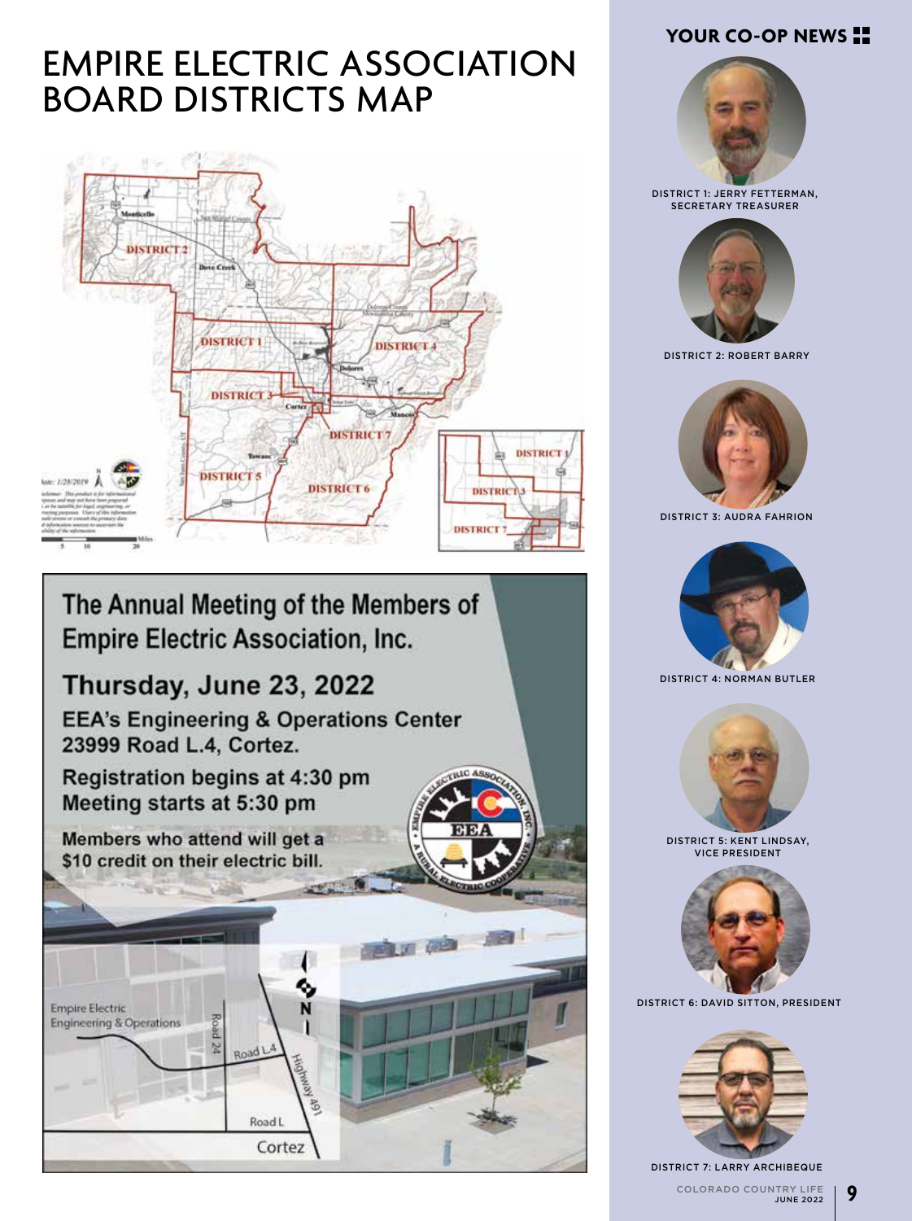# EMPIRE ELECTRIC ASSOCIATION BOARD DISTRICTS MAP

## The Annual Meeting of the Members of Empire Electric Association, Inc.

**Thursday, June 23, 2022**

**EEA's Engineering & Operations Center**
**23999 Road L.4, Cortez.**

**Registration begins at 4:30 pm**
**Meeting starts at 5:30 pm**

**Members who attend will get a $10 credit on their electric bill.**

DISTRICT 1: JERRY FETTERMAN, SECRETARY TREASURER

DISTRICT 2: ROBERT BARRY

DISTRICT 3: AUDRA FAHRION

DISTRICT 4: NORMAN BUTLER

DISTRICT 5: KENT LINDSAY, VICE PRESIDENT

DISTRICT 6: DAVID SITTON, PRESIDENT

DISTRICT 7: LARRY ARCHIBEQUE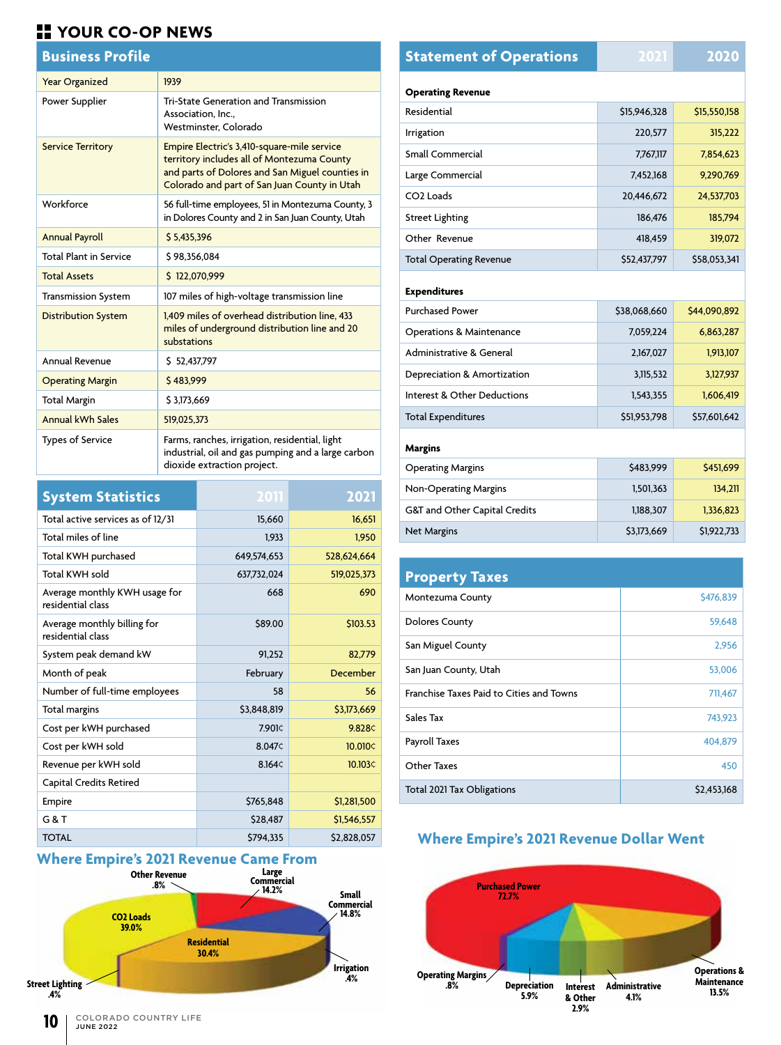## YOUR CO-OP NEWS

### Business Profile

| | |
|---|---|
| Year Organized | 1939 |
| Power Supplier | Tri-State Generation and Transmission Association, Inc., Westminster, Colorado |
| Service Territory | Empire Electric's 3,410-square-mile service territory includes all of Montezuma County and parts of Dolores and San Miguel counties in Colorado and part of San Juan County in Utah |
| Workforce | 56 full-time employees, 51 in Montezuma County, 3 in Dolores County and 2 in San Juan County, Utah |
| Annual Payroll | $ 5,435,396 |
| Total Plant in Service | $ 98,356,084 |
| Total Assets | $ 122,070,999 |
| Transmission System | 107 miles of high-voltage transmission line |
| Distribution System | 1,409 miles of overhead distribution line, 433 miles of underground distribution line and 20 substations |
| Annual Revenue | $ 52,437,797 |
| Operating Margin | $ 483,999 |
| Total Margin | $ 3,173,669 |
| Annual kWh Sales | 519,025,373 |
| Types of Service | Farms, ranches, irrigation, residential, light industrial, oil and gas pumping and a large carbon dioxide extraction project. |

### System Statistics

| System Statistics | 2011 | 2021 |
|---|---|---|
| Total active services as of 12/31 | 15,660 | 16,651 |
| Total miles of line | 1,933 | 1,950 |
| Total KWH purchased | 649,574,653 | 528,624,664 |
| Total KWH sold | 637,732,024 | 519,025,373 |
| Average monthly KWH usage for residential class | 668 | 690 |
| Average monthly billing for residential class | $89.00 | $103.53 |
| System peak demand kW | 91,252 | 82,779 |
| Month of peak | February | December |
| Number of full-time employees | 58 | 56 |
| Total margins | $3,848,819 | $3,173,669 |
| Cost per kWH purchased | 7.901¢ | 9.828¢ |
| Cost per kWH sold | 8.047¢ | 10.010¢ |
| Revenue per kWH sold | 8.164¢ | 10.103¢ |
| Capital Credits Retired | | |
| Empire | $765,848 | $1,281,500 |
| G & T | $28,487 | $1,546,557 |
| TOTAL | $794,335 | $2,828,057 |

### Where Empire's 2021 Revenue Came From

Other Revenue .8%
Large Commercial 14.2%
Small Commercial 14.8%
CO2 Loads 39.0%
Residential 30.4%
Irrigation .4%
Street Lighting .4%

### Statement of Operations

| Statement of Operations | 2021 | 2020 |
|---|---|---|
| **Operating Revenue** | | |
| Residential | $15,946,328 | $15,550,158 |
| Irrigation | 220,577 | 315,222 |
| Small Commercial | 7,767,117 | 7,854,623 |
| Large Commercial | 7,452,168 | 9,290,769 |
| CO2 Loads | 20,446,672 | 24,537,703 |
| Street Lighting | 186,476 | 185,794 |
| Other Revenue | 418,459 | 319,072 |
| Total Operating Revenue | $52,437,797 | $58,053,341 |
| **Expenditures** | | |
| Purchased Power | $38,068,660 | $44,090,892 |
| Operations & Maintenance | 7,059,224 | 6,863,287 |
| Administrative & General | 2,167,027 | 1,913,107 |
| Depreciation & Amortization | 3,115,532 | 3,127,937 |
| Interest & Other Deductions | 1,543,355 | 1,606,419 |
| Total Expenditures | $51,953,798 | $57,601,642 |
| **Margins** | | |
| Operating Margins | $483,999 | $451,699 |
| Non-Operating Margins | 1,501,363 | 134,211 |
| G&T and Other Capital Credits | 1,188,307 | 1,336,823 |
| Net Margins | $3,173,669 | $1,922,733 |

### Property Taxes

| | |
|---|---|
| Montezuma County | $476,839 |
| Dolores County | 59,648 |
| San Miguel County | 2,956 |
| San Juan County, Utah | 53,006 |
| Franchise Taxes Paid to Cities and Towns | 711,467 |
| Sales Tax | 743,923 |
| Payroll Taxes | 404,879 |
| Other Taxes | 450 |
| Total 2021 Tax Obligations | $2,453,168 |

### Where Empire's 2021 Revenue Dollar Went

Purchased Power 72.7%
Operating Margins .8%
Depreciation 5.9%
Interest & Other 2.9%
Administrative 4.1%
Operations & Maintenance 13.5%